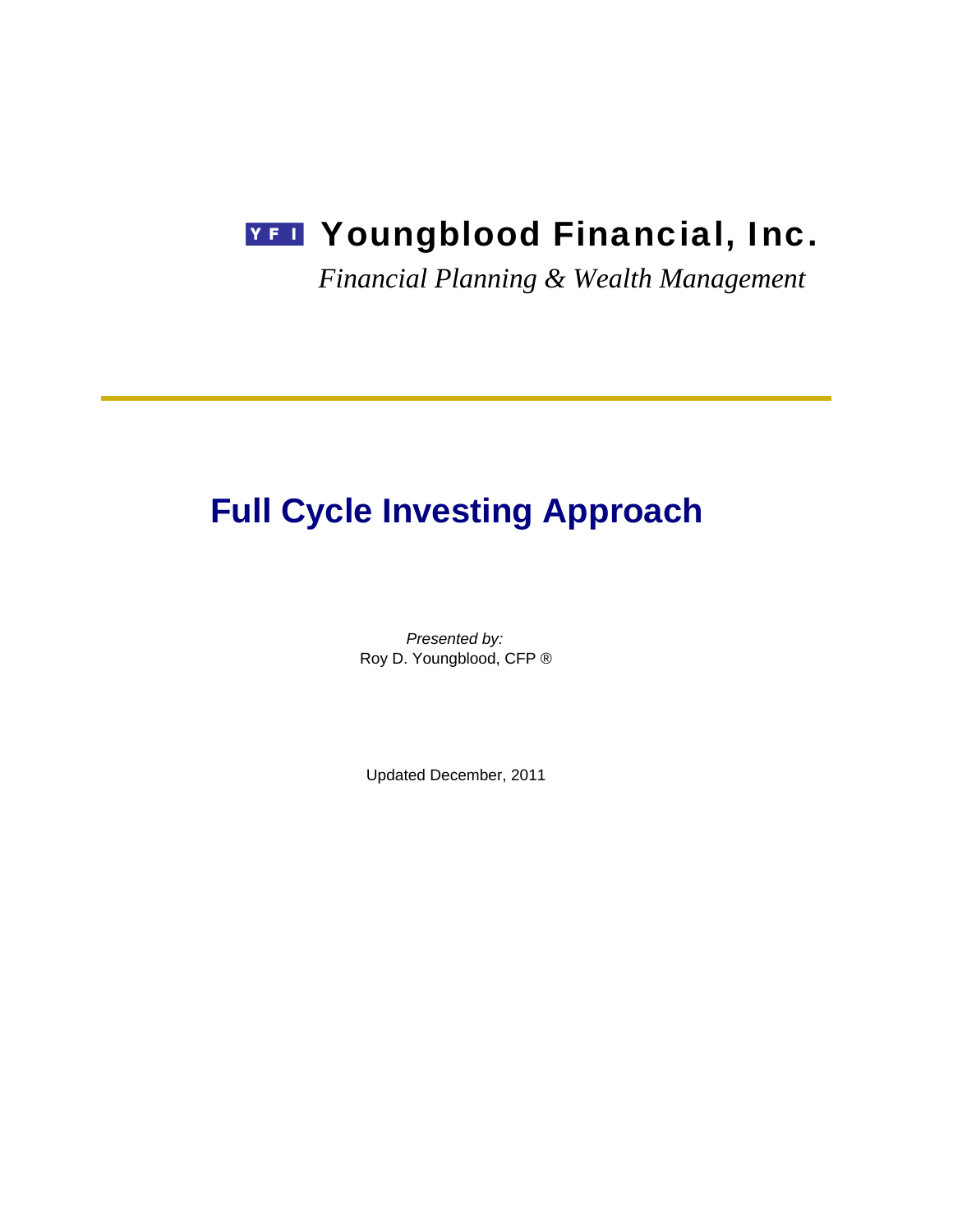**YFI Youngblood Financial, Inc.**

*Financial Planning & Wealth Management*

---

# Full Cycle Investing Approach

*Presented by:*
Roy D. Youngblood, CFP ®

Updated December, 2011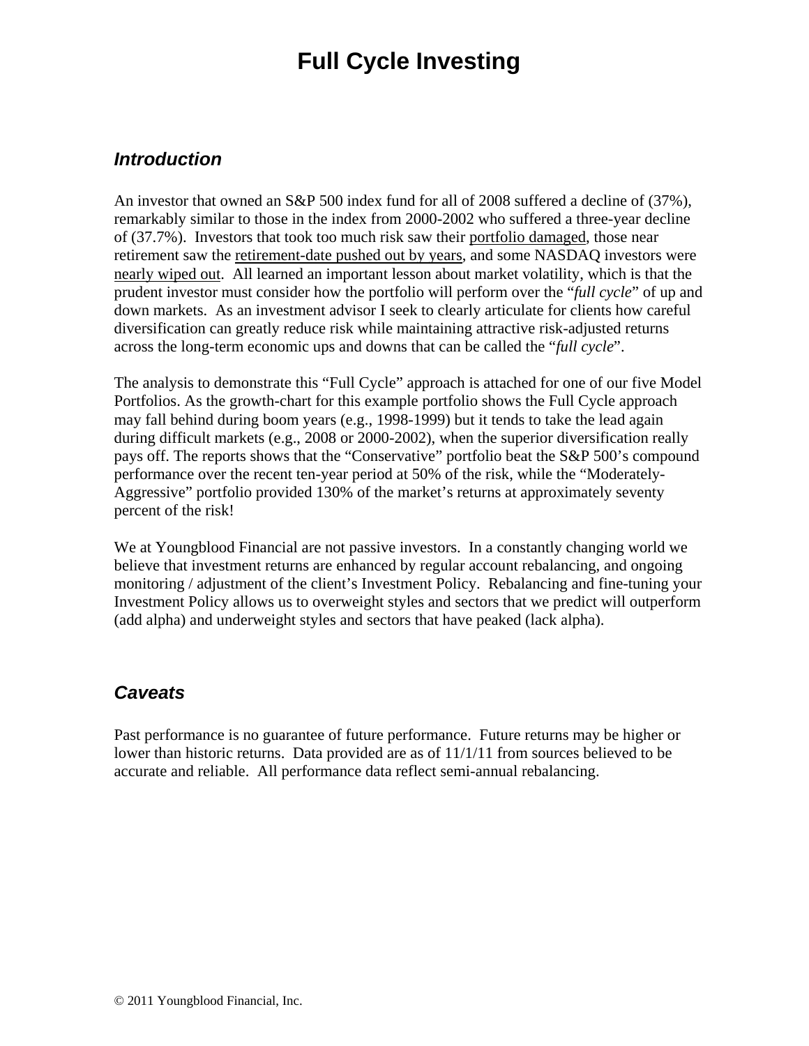# Full Cycle Investing

## *Introduction*

An investor that owned an S&P 500 index fund for all of 2008 suffered a decline of (37%), remarkably similar to those in the index from 2000-2002 who suffered a three-year decline of (37.7%). Investors that took too much risk saw their portfolio damaged, those near retirement saw the retirement-date pushed out by years, and some NASDAQ investors were nearly wiped out. All learned an important lesson about market volatility, which is that the prudent investor must consider how the portfolio will perform over the "*full cycle*" of up and down markets. As an investment advisor I seek to clearly articulate for clients how careful diversification can greatly reduce risk while maintaining attractive risk-adjusted returns across the long-term economic ups and downs that can be called the "*full cycle*".

The analysis to demonstrate this "Full Cycle" approach is attached for one of our five Model Portfolios. As the growth-chart for this example portfolio shows the Full Cycle approach may fall behind during boom years (e.g., 1998-1999) but it tends to take the lead again during difficult markets (e.g., 2008 or 2000-2002), when the superior diversification really pays off. The reports shows that the "Conservative" portfolio beat the S&P 500's compound performance over the recent ten-year period at 50% of the risk, while the "Moderately-Aggressive" portfolio provided 130% of the market's returns at approximately seventy percent of the risk!

We at Youngblood Financial are not passive investors. In a constantly changing world we believe that investment returns are enhanced by regular account rebalancing, and ongoing monitoring / adjustment of the client's Investment Policy. Rebalancing and fine-tuning your Investment Policy allows us to overweight styles and sectors that we predict will outperform (add alpha) and underweight styles and sectors that have peaked (lack alpha).

## *Caveats*

Past performance is no guarantee of future performance. Future returns may be higher or lower than historic returns. Data provided are as of 11/1/11 from sources believed to be accurate and reliable. All performance data reflect semi-annual rebalancing.

© 2011 Youngblood Financial, Inc.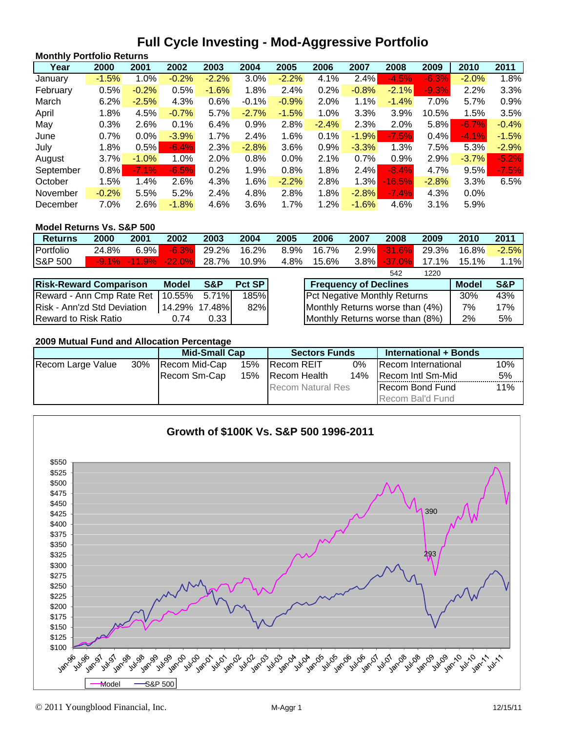# Full Cycle Investing - Mod-Aggressive Portfolio

**Monthly Portfolio Returns**

| Year | 2000 | 2001 | 2002 | 2003 | 2004 | 2005 | 2006 | 2007 | 2008 | 2009 | 2010 | 2011 |
|---|---|---|---|---|---|---|---|---|---|---|---|---|
| January | -1.5% | 1.0% | -0.2% | -2.2% | 3.0% | -2.2% | 4.1% | 2.4% | -4.5% | -6.3% | -2.0% | 1.8% |
| February | 0.5% | -0.2% | 0.5% | -1.6% | 1.8% | 2.4% | 0.2% | -0.8% | -2.1% | -9.3% | 2.2% | 3.3% |
| March | 6.2% | -2.5% | 4.3% | 0.6% | -0.1% | -0.9% | 2.0% | 1.1% | -1.4% | 7.0% | 5.7% | 0.9% |
| April | 1.8% | 4.5% | -0.7% | 5.7% | -2.7% | -1.5% | 1.0% | 3.3% | 3.9% | 10.5% | 1.5% | 3.5% |
| May | 0.3% | 2.6% | 0.1% | 6.4% | 0.9% | 2.8% | -2.4% | 2.3% | 2.0% | 5.8% | -6.7% | -0.4% |
| June | 0.7% | 0.0% | -3.9% | 1.7% | 2.4% | 1.6% | 0.1% | -1.9% | -7.5% | 0.4% | -4.1% | -1.5% |
| July | 1.8% | 0.5% | -6.4% | 2.3% | -2.8% | 3.6% | 0.9% | -3.3% | 1.3% | 7.5% | 5.3% | -2.9% |
| August | 3.7% | -1.0% | 1.0% | 2.0% | 0.8% | 0.0% | 2.1% | 0.7% | 0.9% | 2.9% | -3.7% | -5.2% |
| September | 0.8% | -7.1% | -6.5% | 0.2% | 1.9% | 0.8% | 1.8% | 2.4% | -8.4% | 4.7% | 9.5% | -7.5% |
| October | 1.5% | 1.4% | 2.6% | 4.3% | 1.6% | -2.2% | 2.8% | 1.3% | -16.5% | -2.8% | 3.3% | 6.5% |
| November | -0.2% | 5.5% | 5.2% | 2.4% | 4.8% | 2.8% | 1.8% | -2.8% | -7.4% | 4.3% | 0.0% | |
| December | 7.0% | 2.6% | -1.8% | 4.6% | 3.6% | 1.7% | 1.2% | -1.6% | 4.6% | 3.1% | 5.9% | |

**Model Returns Vs. S&P 500**

| Returns | 2000 | 2001 | 2002 | 2003 | 2004 | 2005 | 2006 | 2007 | 2008 | 2009 | 2010 | 2011 |
|---|---|---|---|---|---|---|---|---|---|---|---|---|
| Portfolio | 24.8% | 6.9% | -6.3% | 29.2% | 16.2% | 8.9% | 16.7% | 2.9% | -31.6% | 29.3% | 16.8% | -2.5% |
| S&P 500 | -9.1% | -11.9% | -22.0% | 28.7% | 10.9% | 4.8% | 15.6% | 3.8% | -37.0% | 17.1% | 15.1% | 1.1% |
| | | | | | | | | | 542 | 1220 | | |

| Risk-Reward Comparison | Model | S&P | Pct SP |
|---|---|---|---|
| Reward - Ann Cmp Rate Ret | 10.55% | 5.71% | 185% |
| Risk - Ann'zd Std Deviation | 14.29% | 17.48% | 82% |
| Reward to Risk Ratio | 0.74 | 0.33 | |

| Frequency of Declines | Model | S&P |
|---|---|---|
| Pct Negative Monthly Returns | 30% | 43% |
| Monthly Returns worse than (4%) | 7% | 17% |
| Monthly Returns worse than (8%) | 2% | 5% |

**2009 Mutual Fund and Allocation Percentage**

| | | Mid-Small Cap | | Sectors Funds | | International + Bonds | |
|---|---|---|---|---|---|---|---|
| Recom Large Value | 30% | Recom Mid-Cap | 15% | Recom REIT | 0% | Recom International | 10% |
| | | Recom Sm-Cap | 15% | Recom Health | 14% | Recom Intl Sm-Mid | 5% |
| | | | | Recom Natural Res | | Recom Bond Fund | 11% |
| | | | | | | Recom Bal'd Fund | |

**Growth of $100K Vs. S&P 500 1996-2011**

Chart: y-axis $100 to $550; x-axis Jan-96 to Jul-11; legend: Model, S&P 500; annotations: 390, 293.

© 2011 Youngblood Financial, Inc. M-Aggr 1 12/15/11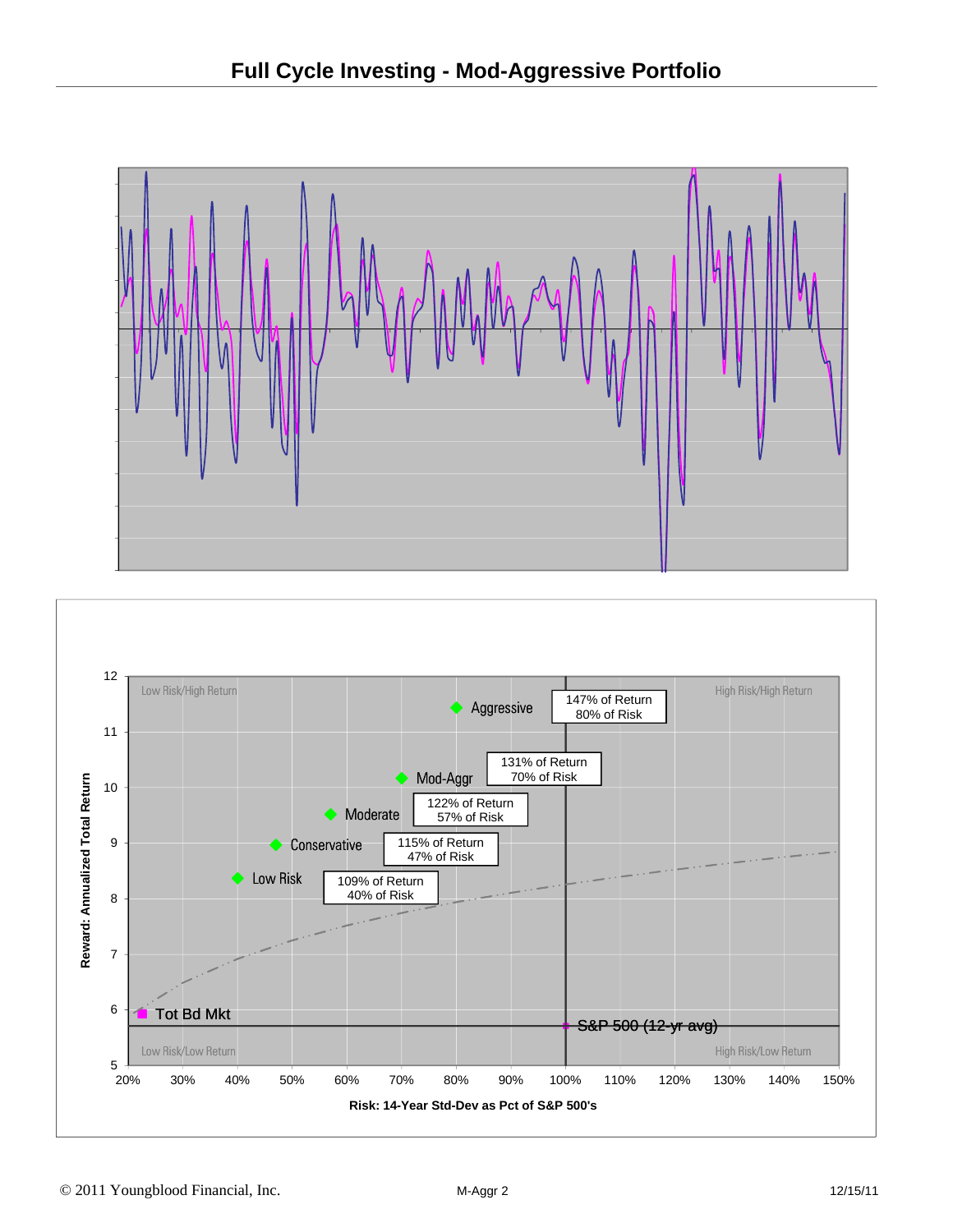# Full Cycle Investing - Mod-Aggressive Portfolio

Low Risk/High Return

High Risk/High Return

Low Risk/Low Return

High Risk/Low Return

Aggressive

147% of Return
80% of Risk

Mod-Aggr

131% of Return
70% of Risk

Moderate

122% of Return
57% of Risk

Conservative

115% of Return
47% of Risk

Low Risk

109% of Return
40% of Risk

Tot Bd Mkt

S&P 500 (12-yr avg)

Reward: Annualized Total Return

Risk: 14-Year Std-Dev as Pct of S&P 500's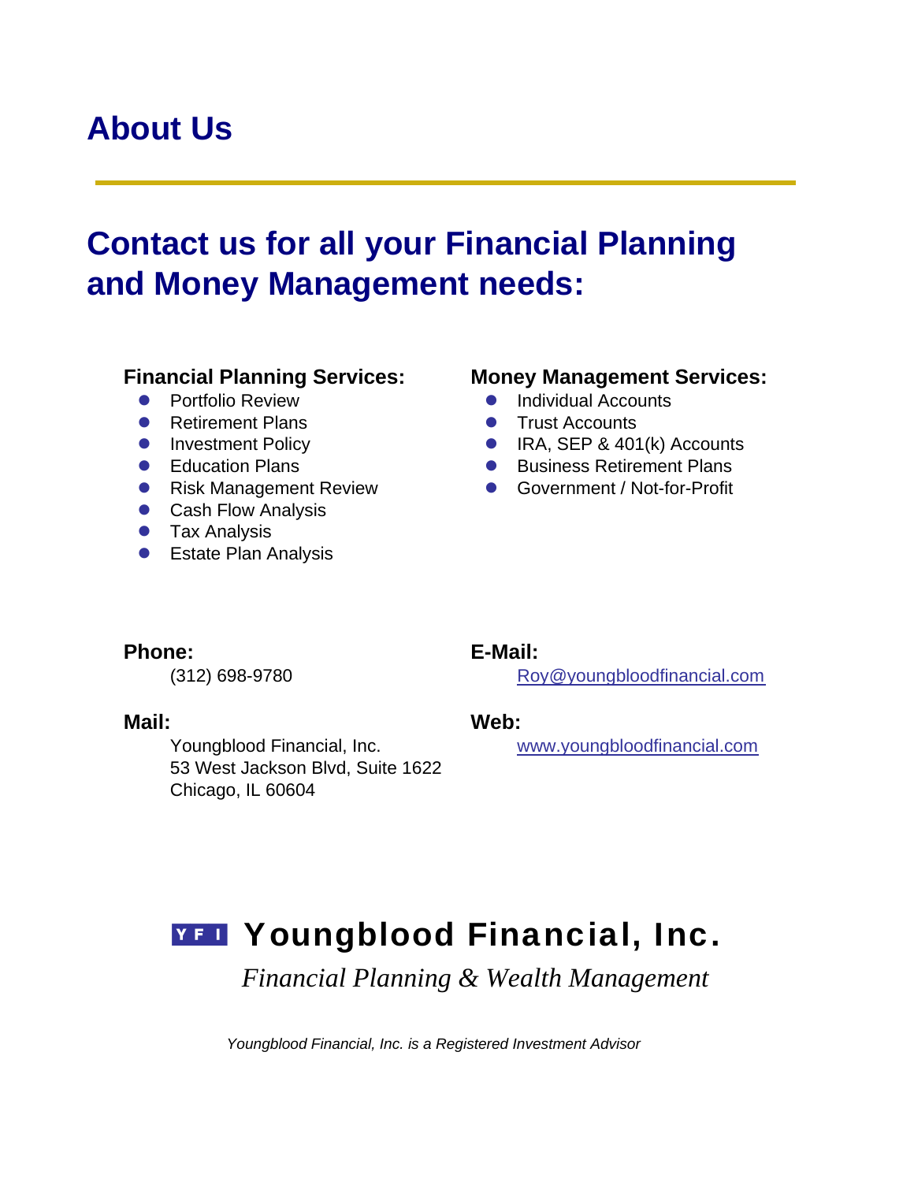# About Us

## Contact us for all your Financial Planning and Money Management needs:

**Financial Planning Services:**

- Portfolio Review
- Retirement Plans
- Investment Policy
- Education Plans
- Risk Management Review
- Cash Flow Analysis
- Tax Analysis
- Estate Plan Analysis

**Money Management Services:**

- Individual Accounts
- Trust Accounts
- IRA, SEP & 401(k) Accounts
- Business Retirement Plans
- Government / Not-for-Profit

**Phone:**

(312) 698-9780

**E-Mail:**

Roy@youngbloodfinancial.com

**Mail:**

Youngblood Financial, Inc.
53 West Jackson Blvd, Suite 1622
Chicago, IL 60604

**Web:**

www.youngbloodfinancial.com

YFI **Youngblood Financial, Inc.**

*Financial Planning & Wealth Management*

*Youngblood Financial, Inc. is a Registered Investment Advisor*